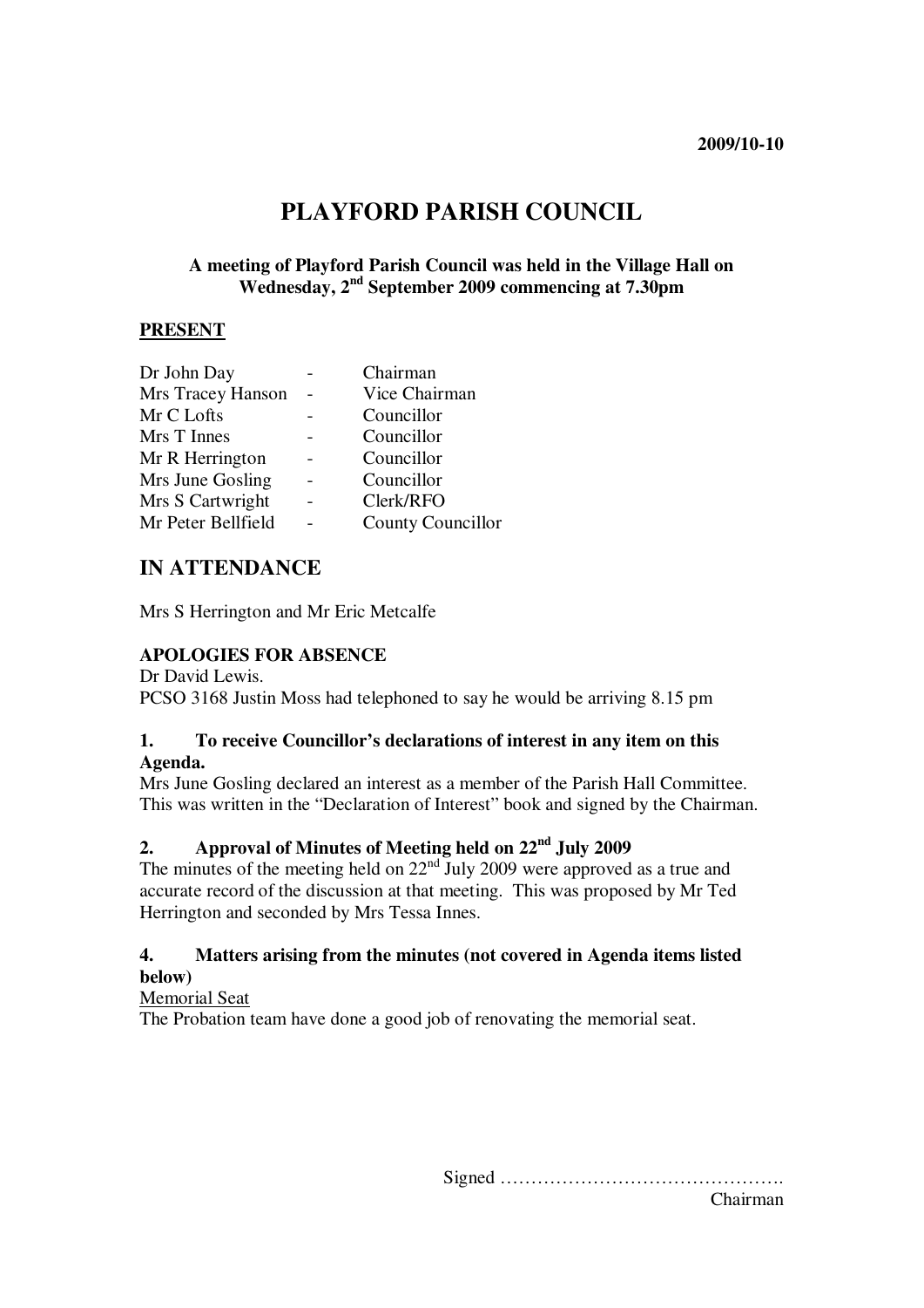2009/10-10

# PLAYFORD PARISH COUNCIL

**A meeting of Playford Parish Council was held in the Village Hall on Wednesday, 2nd September 2009 commencing at 7.30pm**

## PRESENT

| | | |
|---|---|---|
| Dr John Day | - | Chairman |
| Mrs Tracey Hanson | - | Vice Chairman |
| Mr C Lofts | - | Councillor |
| Mrs T Innes | - | Councillor |
| Mr R Herrington | - | Councillor |
| Mrs June Gosling | - | Councillor |
| Mrs S Cartwright | - | Clerk/RFO |
| Mr Peter Bellfield | - | County Councillor |

## IN ATTENDANCE

Mrs S Herrington and Mr Eric Metcalfe

**APOLOGIES FOR ABSENCE**

Dr David Lewis.

PCSO 3168 Justin Moss had telephoned to say he would be arriving 8.15 pm

### 1. To receive Councillor's declarations of interest in any item on this Agenda.

Mrs June Gosling declared an interest as a member of the Parish Hall Committee. This was written in the "Declaration of Interest" book and signed by the Chairman.

### 2. Approval of Minutes of Meeting held on 22nd July 2009

The minutes of the meeting held on 22nd July 2009 were approved as a true and accurate record of the discussion at that meeting. This was proposed by Mr Ted Herrington and seconded by Mrs Tessa Innes.

### 4. Matters arising from the minutes (not covered in Agenda items listed below)

Memorial Seat

The Probation team have done a good job of renovating the memorial seat.

Signed ……………………………………….

Chairman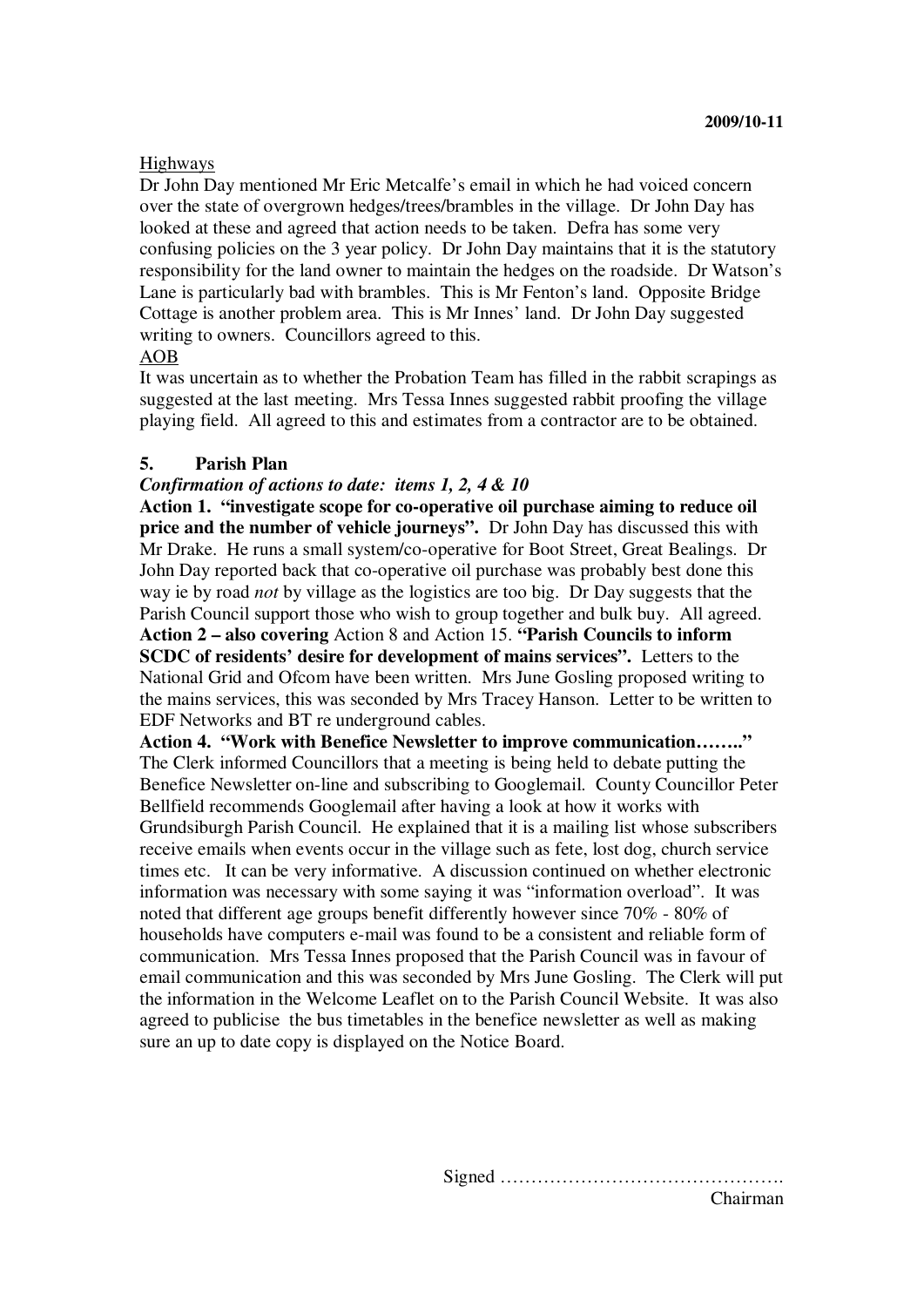Highways

Dr John Day mentioned Mr Eric Metcalfe's email in which he had voiced concern over the state of overgrown hedges/trees/brambles in the village. Dr John Day has looked at these and agreed that action needs to be taken. Defra has some very confusing policies on the 3 year policy. Dr John Day maintains that it is the statutory responsibility for the land owner to maintain the hedges on the roadside. Dr Watson's Lane is particularly bad with brambles. This is Mr Fenton's land. Opposite Bridge Cottage is another problem area. This is Mr Innes' land. Dr John Day suggested writing to owners. Councillors agreed to this.

AOB

It was uncertain as to whether the Probation Team has filled in the rabbit scrapings as suggested at the last meeting. Mrs Tessa Innes suggested rabbit proofing the village playing field. All agreed to this and estimates from a contractor are to be obtained.

## 5. Parish Plan

***Confirmation of actions to date: items 1, 2, 4 & 10***

**Action 1. "investigate scope for co-operative oil purchase aiming to reduce oil price and the number of vehicle journeys".** Dr John Day has discussed this with Mr Drake. He runs a small system/co-operative for Boot Street, Great Bealings. Dr John Day reported back that co-operative oil purchase was probably best done this way ie by road *not* by village as the logistics are too big. Dr Day suggests that the Parish Council support those who wish to group together and bulk buy. All agreed.

**Action 2 – also covering** Action 8 and Action 15. **"Parish Councils to inform SCDC of residents' desire for development of mains services".** Letters to the National Grid and Ofcom have been written. Mrs June Gosling proposed writing to the mains services, this was seconded by Mrs Tracey Hanson. Letter to be written to EDF Networks and BT re underground cables.

**Action 4. "Work with Benefice Newsletter to improve communication…….."** The Clerk informed Councillors that a meeting is being held to debate putting the Benefice Newsletter on-line and subscribing to Googlemail. County Councillor Peter Bellfield recommends Googlemail after having a look at how it works with Grundsiburgh Parish Council. He explained that it is a mailing list whose subscribers receive emails when events occur in the village such as fete, lost dog, church service times etc. It can be very informative. A discussion continued on whether electronic information was necessary with some saying it was "information overload". It was noted that different age groups benefit differently however since 70% - 80% of households have computers e-mail was found to be a consistent and reliable form of communication. Mrs Tessa Innes proposed that the Parish Council was in favour of email communication and this was seconded by Mrs June Gosling. The Clerk will put the information in the Welcome Leaflet on to the Parish Council Website. It was also agreed to publicise the bus timetables in the benefice newsletter as well as making sure an up to date copy is displayed on the Notice Board.

Signed ……………………………………….
Chairman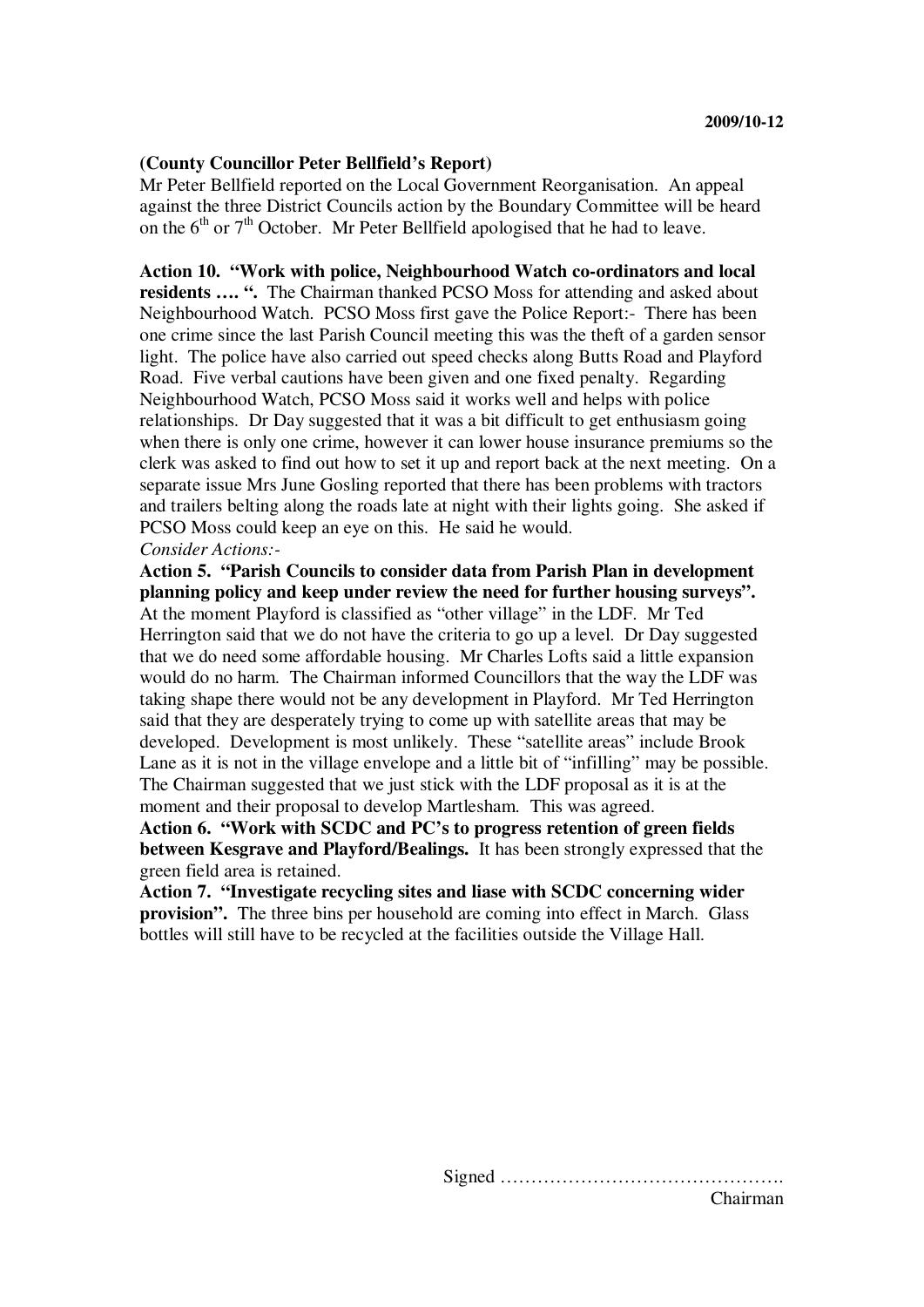2009/10-12

**(County Councillor Peter Bellfield's Report)**
Mr Peter Bellfield reported on the Local Government Reorganisation. An appeal against the three District Councils action by the Boundary Committee will be heard on the 6th or 7th October. Mr Peter Bellfield apologised that he had to leave.

**Action 10. "Work with police, Neighbourhood Watch co-ordinators and local residents …. ".** The Chairman thanked PCSO Moss for attending and asked about Neighbourhood Watch. PCSO Moss first gave the Police Report:- There has been one crime since the last Parish Council meeting this was the theft of a garden sensor light. The police have also carried out speed checks along Butts Road and Playford Road. Five verbal cautions have been given and one fixed penalty. Regarding Neighbourhood Watch, PCSO Moss said it works well and helps with police relationships. Dr Day suggested that it was a bit difficult to get enthusiasm going when there is only one crime, however it can lower house insurance premiums so the clerk was asked to find out how to set it up and report back at the next meeting. On a separate issue Mrs June Gosling reported that there has been problems with tractors and trailers belting along the roads late at night with their lights going. She asked if PCSO Moss could keep an eye on this. He said he would.

*Consider Actions:-*

**Action 5. "Parish Councils to consider data from Parish Plan in development planning policy and keep under review the need for further housing surveys".** At the moment Playford is classified as "other village" in the LDF. Mr Ted Herrington said that we do not have the criteria to go up a level. Dr Day suggested that we do need some affordable housing. Mr Charles Lofts said a little expansion would do no harm. The Chairman informed Councillors that the way the LDF was taking shape there would not be any development in Playford. Mr Ted Herrington said that they are desperately trying to come up with satellite areas that may be developed. Development is most unlikely. These "satellite areas" include Brook Lane as it is not in the village envelope and a little bit of "infilling" may be possible. The Chairman suggested that we just stick with the LDF proposal as it is at the moment and their proposal to develop Martlesham. This was agreed.

**Action 6. "Work with SCDC and PC's to progress retention of green fields between Kesgrave and Playford/Bealings.** It has been strongly expressed that the green field area is retained.

**Action 7. "Investigate recycling sites and liase with SCDC concerning wider provision".** The three bins per household are coming into effect in March. Glass bottles will still have to be recycled at the facilities outside the Village Hall.

Signed ……………………………………….
Chairman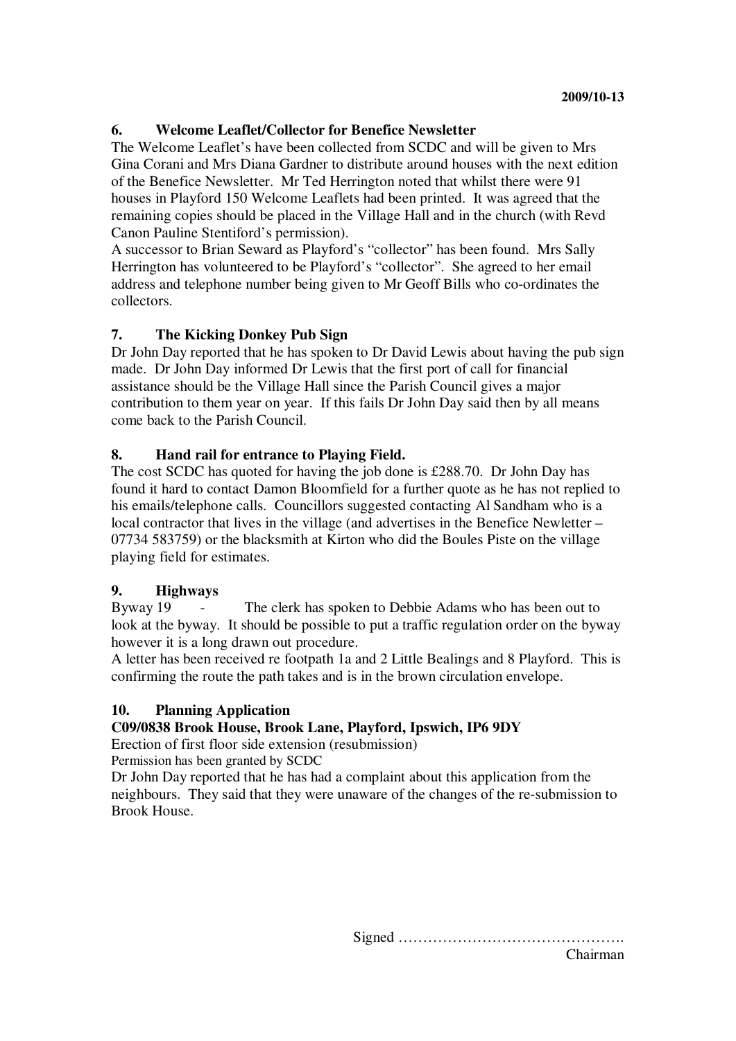2009/10-13

## 6. Welcome Leaflet/Collector for Benefice Newsletter

The Welcome Leaflet's have been collected from SCDC and will be given to Mrs Gina Corani and Mrs Diana Gardner to distribute around houses with the next edition of the Benefice Newsletter. Mr Ted Herrington noted that whilst there were 91 houses in Playford 150 Welcome Leaflets had been printed. It was agreed that the remaining copies should be placed in the Village Hall and in the church (with Revd Canon Pauline Stentiford's permission).

A successor to Brian Seward as Playford's "collector" has been found. Mrs Sally Herrington has volunteered to be Playford's "collector". She agreed to her email address and telephone number being given to Mr Geoff Bills who co-ordinates the collectors.

## 7. The Kicking Donkey Pub Sign

Dr John Day reported that he has spoken to Dr David Lewis about having the pub sign made. Dr John Day informed Dr Lewis that the first port of call for financial assistance should be the Village Hall since the Parish Council gives a major contribution to them year on year. If this fails Dr John Day said then by all means come back to the Parish Council.

## 8. Hand rail for entrance to Playing Field.

The cost SCDC has quoted for having the job done is £288.70. Dr John Day has found it hard to contact Damon Bloomfield for a further quote as he has not replied to his emails/telephone calls. Councillors suggested contacting Al Sandham who is a local contractor that lives in the village (and advertises in the Benefice Newletter – 07734 583759) or the blacksmith at Kirton who did the Boules Piste on the village playing field for estimates.

## 9. Highways

Byway 19 - The clerk has spoken to Debbie Adams who has been out to look at the byway. It should be possible to put a traffic regulation order on the byway however it is a long drawn out procedure.

A letter has been received re footpath 1a and 2 Little Bealings and 8 Playford. This is confirming the route the path takes and is in the brown circulation envelope.

## 10. Planning Application

**C09/0838 Brook House, Brook Lane, Playford, Ipswich, IP6 9DY**

Erection of first floor side extension (resubmission)

Permission has been granted by SCDC

Dr John Day reported that he has had a complaint about this application from the neighbours. They said that they were unaware of the changes of the re-submission to Brook House.

Signed ……………………………………….
Chairman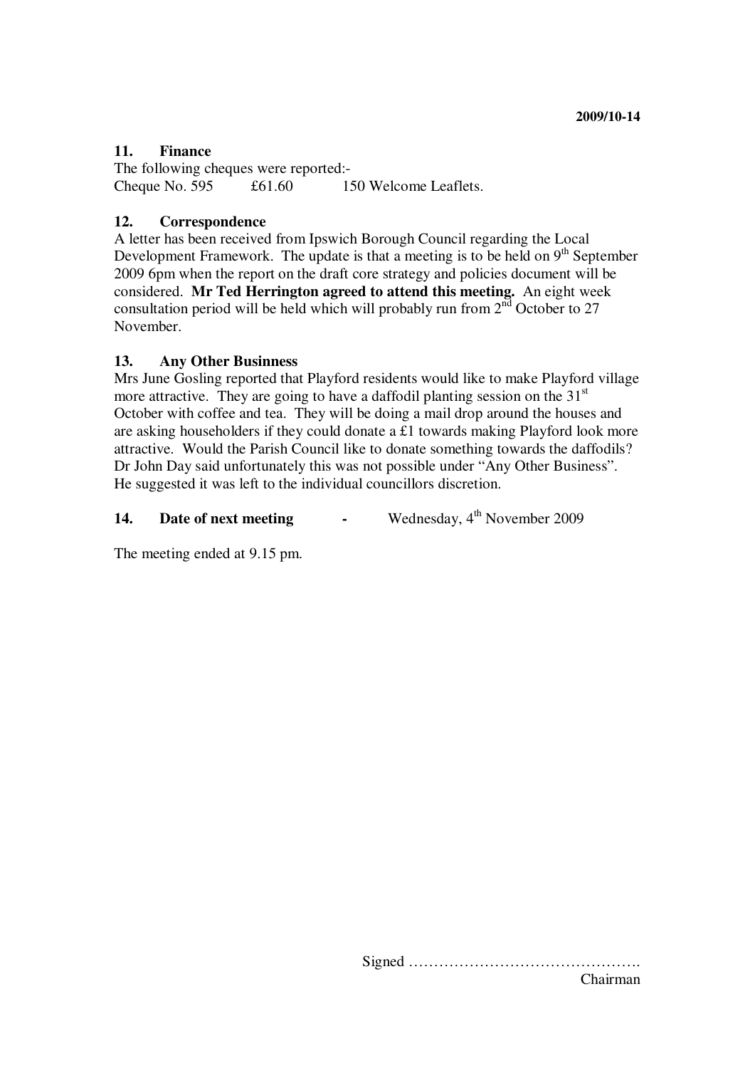2009/10-14

### 11. Finance

The following cheques were reported:-

Cheque No. 595 £61.60 150 Welcome Leaflets.

### 12. Correspondence

A letter has been received from Ipswich Borough Council regarding the Local Development Framework. The update is that a meeting is to be held on 9th September 2009 6pm when the report on the draft core strategy and policies document will be considered. **Mr Ted Herrington agreed to attend this meeting.** An eight week consultation period will be held which will probably run from 2nd October to 27 November.

### 13. Any Other Businness

Mrs June Gosling reported that Playford residents would like to make Playford village more attractive. They are going to have a daffodil planting session on the 31st October with coffee and tea. They will be doing a mail drop around the houses and are asking householders if they could donate a £1 towards making Playford look more attractive. Would the Parish Council like to donate something towards the daffodils? Dr John Day said unfortunately this was not possible under "Any Other Business". He suggested it was left to the individual councillors discretion.

### 14. Date of next meeting - Wednesday, 4th November 2009

The meeting ended at 9.15 pm.

Signed ……………………………………….

Chairman